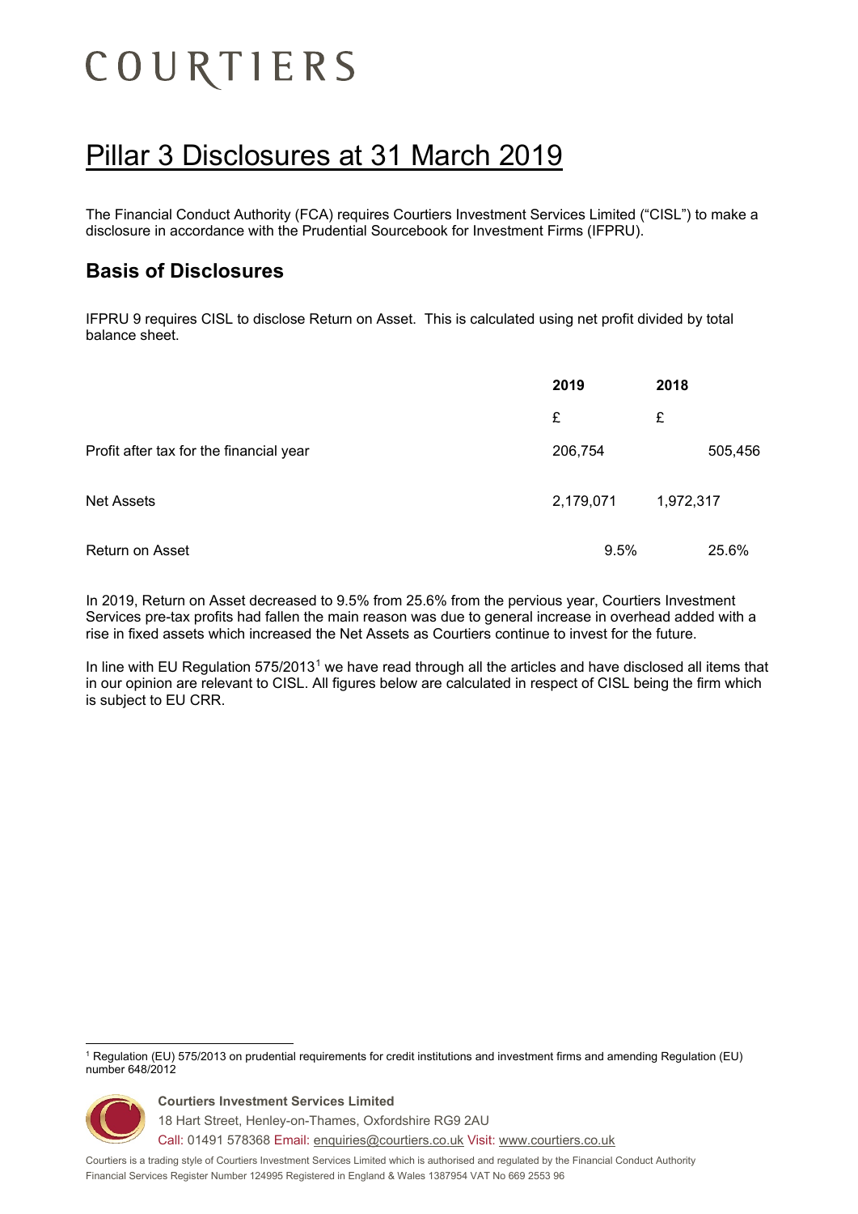# COURTIERS

# Pillar 3 Disclosures at 31 March 2019

The Financial Conduct Authority (FCA) requires Courtiers Investment Services Limited ("CISL") to make a disclosure in accordance with the Prudential Sourcebook for Investment Firms (IFPRU).

## Basis of Disclosures

IFPRU 9 requires CISL to disclose Return on Asset. This is calculated using net profit divided by total balance sheet.

| | 2019 | 2018 |
|---|---|---|
| | £ | £ |
| Profit after tax for the financial year | 206,754 | 505,456 |
| Net Assets | 2,179,071 | 1,972,317 |
| Return on Asset | 9.5% | 25.6% |

In 2019, Return on Asset decreased to 9.5% from 25.6% from the pervious year, Courtiers Investment Services pre-tax profits had fallen the main reason was due to general increase in overhead added with a rise in fixed assets which increased the Net Assets as Courtiers continue to invest for the future.

In line with EU Regulation 575/2013[1] we have read through all the articles and have disclosed all items that in our opinion are relevant to CISL. All figures below are calculated in respect of CISL being the firm which is subject to EU CRR.

[1] Regulation (EU) 575/2013 on prudential requirements for credit institutions and investment firms and amending Regulation (EU) number 648/2012

**Courtiers Investment Services Limited**
18 Hart Street, Henley-on-Thames, Oxfordshire RG9 2AU
Call: 01491 578368 Email: enquiries@courtiers.co.uk Visit: www.courtiers.co.uk

Courtiers is a trading style of Courtiers Investment Services Limited which is authorised and regulated by the Financial Conduct Authority
Financial Services Register Number 124995 Registered in England & Wales 1387954 VAT No 669 2553 96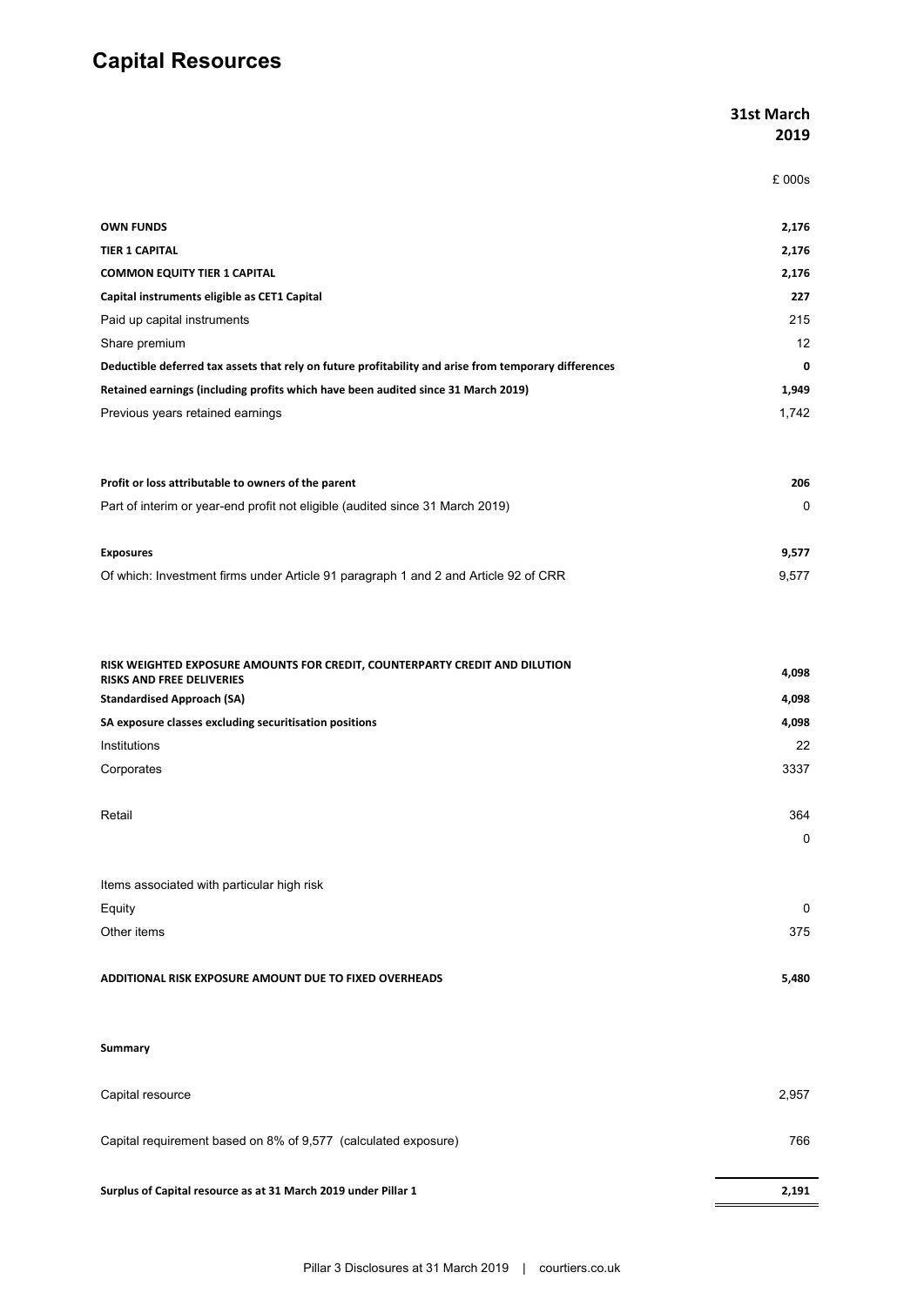# Capital Resources

| | 31st March 2019 |
|---|---|
| | £ 000s |
| **OWN FUNDS** | **2,176** |
| **TIER 1 CAPITAL** | **2,176** |
| **COMMON EQUITY TIER 1 CAPITAL** | **2,176** |
| **Capital instruments eligible as CET1 Capital** | **227** |
| Paid up capital instruments | 215 |
| Share premium | 12 |
| **Deductible deferred tax assets that rely on future profitability and arise from temporary differences** | **0** |
| **Retained earnings (including profits which have been audited since 31 March 2019)** | **1,949** |
| Previous years retained earnings | 1,742 |
| | |
| **Profit or loss attributable to owners of the parent** | **206** |
| Part of interim or year-end profit not eligible (audited since 31 March 2019) | 0 |
| | |
| **Exposures** | **9,577** |
| Of which: Investment firms under Article 91 paragraph 1 and 2 and Article 92 of CRR | 9,577 |
| | |
| **RISK WEIGHTED EXPOSURE AMOUNTS FOR CREDIT, COUNTERPARTY CREDIT AND DILUTION RISKS AND FREE DELIVERIES** | **4,098** |
| **Standardised Approach (SA)** | **4,098** |
| **SA exposure classes excluding securitisation positions** | **4,098** |
| Institutions | 22 |
| Corporates | 3337 |
| | |
| Retail | 364 |
| | 0 |
| | |
| Items associated with particular high risk | |
| Equity | 0 |
| Other items | 375 |
| | |
| **ADDITIONAL RISK EXPOSURE AMOUNT DUE TO FIXED OVERHEADS** | **5,480** |
| | |
| **Summary** | |
| | |
| Capital resource | 2,957 |
| | |
| Capital requirement based on 8% of 9,577 (calculated exposure) | 766 |
| | |
| **Surplus of Capital resource as at 31 March 2019 under Pillar 1** | **2,191** |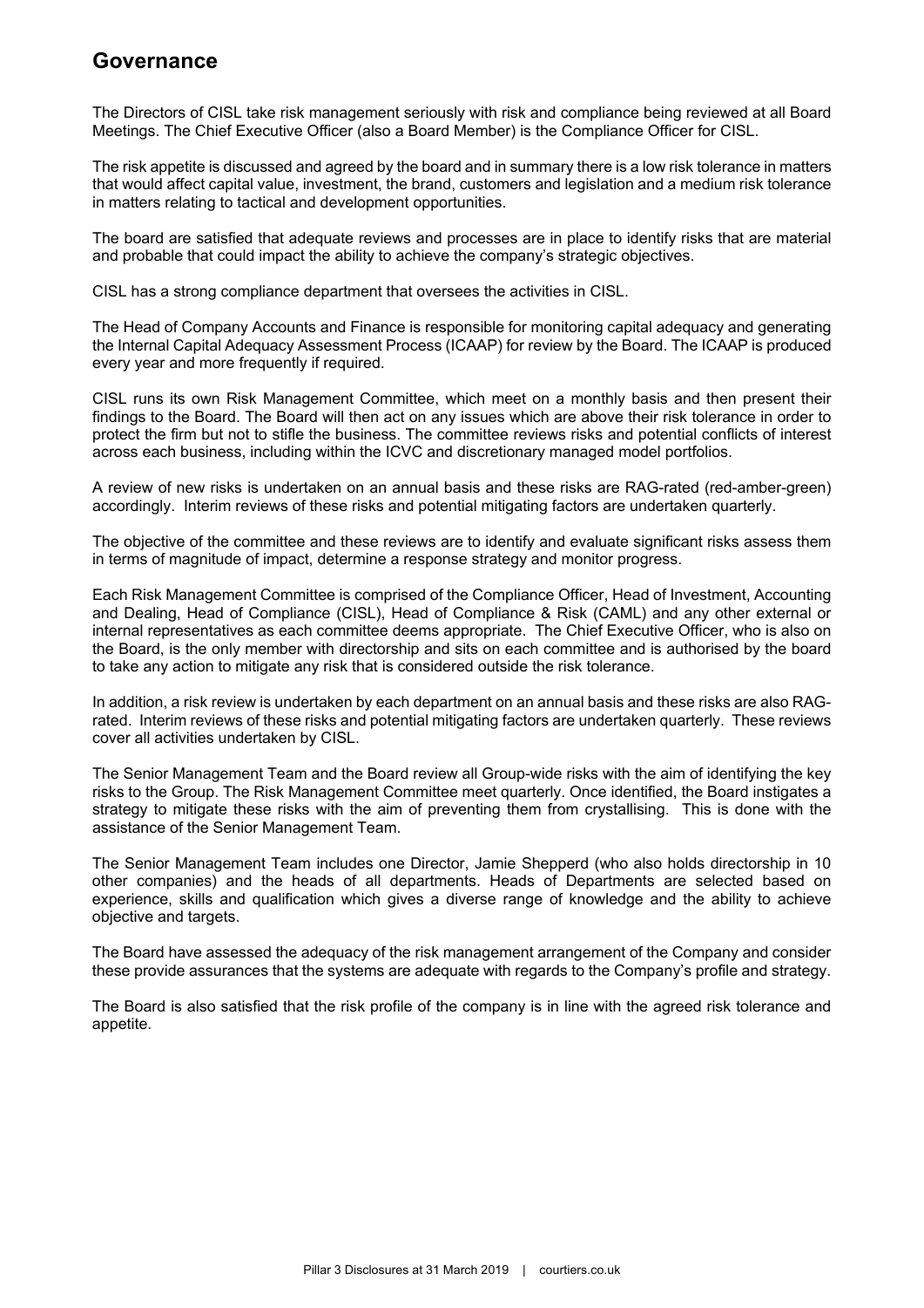# Governance

The Directors of CISL take risk management seriously with risk and compliance being reviewed at all Board Meetings. The Chief Executive Officer (also a Board Member) is the Compliance Officer for CISL.

The risk appetite is discussed and agreed by the board and in summary there is a low risk tolerance in matters that would affect capital value, investment, the brand, customers and legislation and a medium risk tolerance in matters relating to tactical and development opportunities.

The board are satisfied that adequate reviews and processes are in place to identify risks that are material and probable that could impact the ability to achieve the company's strategic objectives.

CISL has a strong compliance department that oversees the activities in CISL.

The Head of Company Accounts and Finance is responsible for monitoring capital adequacy and generating the Internal Capital Adequacy Assessment Process (ICAAP) for review by the Board. The ICAAP is produced every year and more frequently if required.

CISL runs its own Risk Management Committee, which meet on a monthly basis and then present their findings to the Board. The Board will then act on any issues which are above their risk tolerance in order to protect the firm but not to stifle the business. The committee reviews risks and potential conflicts of interest across each business, including within the ICVC and discretionary managed model portfolios.

A review of new risks is undertaken on an annual basis and these risks are RAG-rated (red-amber-green) accordingly. Interim reviews of these risks and potential mitigating factors are undertaken quarterly.

The objective of the committee and these reviews are to identify and evaluate significant risks assess them in terms of magnitude of impact, determine a response strategy and monitor progress.

Each Risk Management Committee is comprised of the Compliance Officer, Head of Investment, Accounting and Dealing, Head of Compliance (CISL), Head of Compliance & Risk (CAML) and any other external or internal representatives as each committee deems appropriate. The Chief Executive Officer, who is also on the Board, is the only member with directorship and sits on each committee and is authorised by the board to take any action to mitigate any risk that is considered outside the risk tolerance.

In addition, a risk review is undertaken by each department on an annual basis and these risks are also RAG-rated. Interim reviews of these risks and potential mitigating factors are undertaken quarterly. These reviews cover all activities undertaken by CISL.

The Senior Management Team and the Board review all Group-wide risks with the aim of identifying the key risks to the Group. The Risk Management Committee meet quarterly. Once identified, the Board instigates a strategy to mitigate these risks with the aim of preventing them from crystallising. This is done with the assistance of the Senior Management Team.

The Senior Management Team includes one Director, Jamie Shepperd (who also holds directorship in 10 other companies) and the heads of all departments. Heads of Departments are selected based on experience, skills and qualification which gives a diverse range of knowledge and the ability to achieve objective and targets.

The Board have assessed the adequacy of the risk management arrangement of the Company and consider these provide assurances that the systems are adequate with regards to the Company's profile and strategy.

The Board is also satisfied that the risk profile of the company is in line with the agreed risk tolerance and appetite.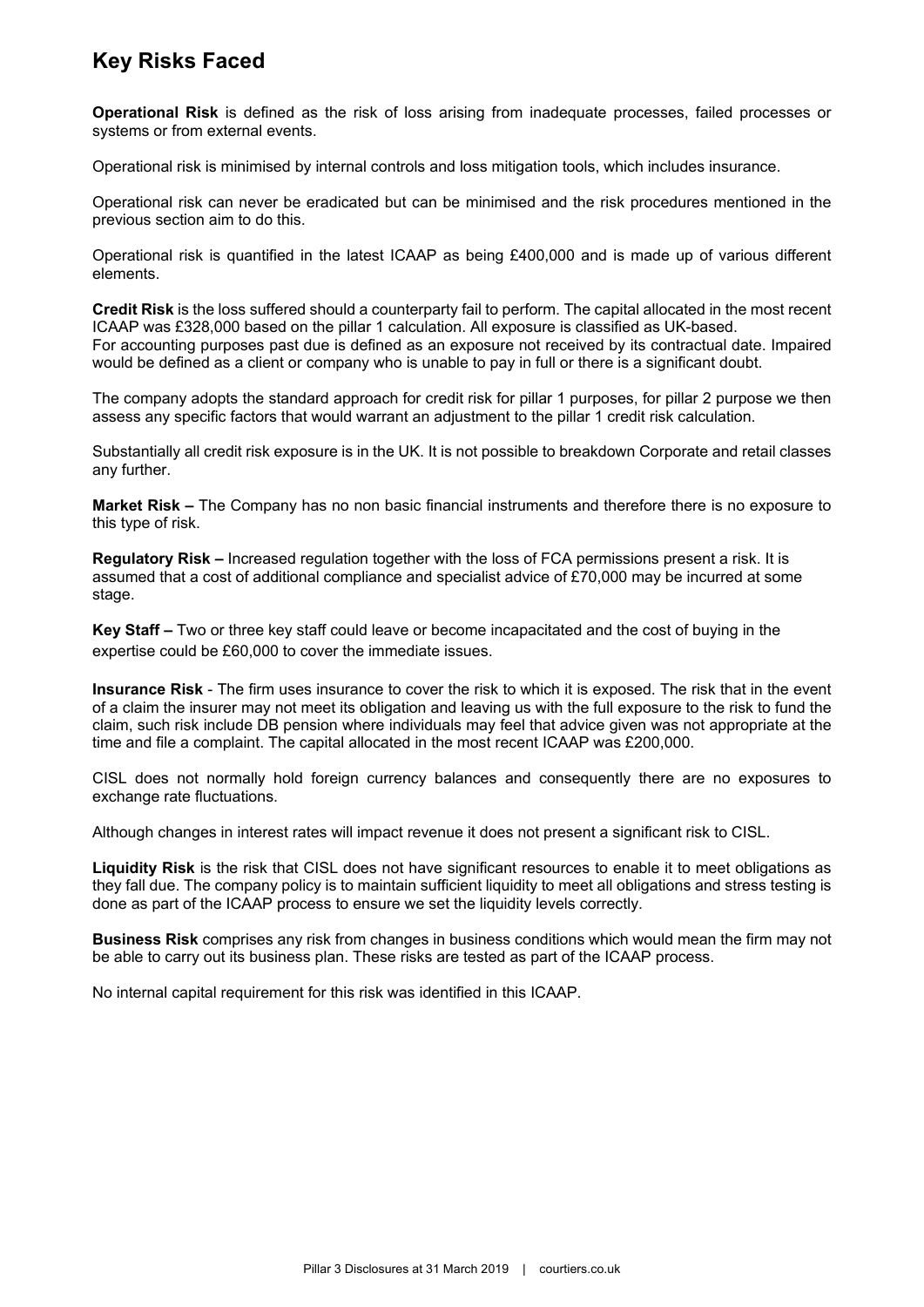## Key Risks Faced

**Operational Risk** is defined as the risk of loss arising from inadequate processes, failed processes or systems or from external events.

Operational risk is minimised by internal controls and loss mitigation tools, which includes insurance.

Operational risk can never be eradicated but can be minimised and the risk procedures mentioned in the previous section aim to do this.

Operational risk is quantified in the latest ICAAP as being £400,000 and is made up of various different elements.

**Credit Risk** is the loss suffered should a counterparty fail to perform. The capital allocated in the most recent ICAAP was £328,000 based on the pillar 1 calculation. All exposure is classified as UK-based. For accounting purposes past due is defined as an exposure not received by its contractual date. Impaired would be defined as a client or company who is unable to pay in full or there is a significant doubt.

The company adopts the standard approach for credit risk for pillar 1 purposes, for pillar 2 purpose we then assess any specific factors that would warrant an adjustment to the pillar 1 credit risk calculation.

Substantially all credit risk exposure is in the UK. It is not possible to breakdown Corporate and retail classes any further.

**Market Risk –** The Company has no non basic financial instruments and therefore there is no exposure to this type of risk.

**Regulatory Risk –** Increased regulation together with the loss of FCA permissions present a risk. It is assumed that a cost of additional compliance and specialist advice of £70,000 may be incurred at some stage.

**Key Staff –** Two or three key staff could leave or become incapacitated and the cost of buying in the expertise could be £60,000 to cover the immediate issues.

**Insurance Risk** - The firm uses insurance to cover the risk to which it is exposed. The risk that in the event of a claim the insurer may not meet its obligation and leaving us with the full exposure to the risk to fund the claim, such risk include DB pension where individuals may feel that advice given was not appropriate at the time and file a complaint. The capital allocated in the most recent ICAAP was £200,000.

CISL does not normally hold foreign currency balances and consequently there are no exposures to exchange rate fluctuations.

Although changes in interest rates will impact revenue it does not present a significant risk to CISL.

**Liquidity Risk** is the risk that CISL does not have significant resources to enable it to meet obligations as they fall due. The company policy is to maintain sufficient liquidity to meet all obligations and stress testing is done as part of the ICAAP process to ensure we set the liquidity levels correctly.

**Business Risk** comprises any risk from changes in business conditions which would mean the firm may not be able to carry out its business plan. These risks are tested as part of the ICAAP process.

No internal capital requirement for this risk was identified in this ICAAP.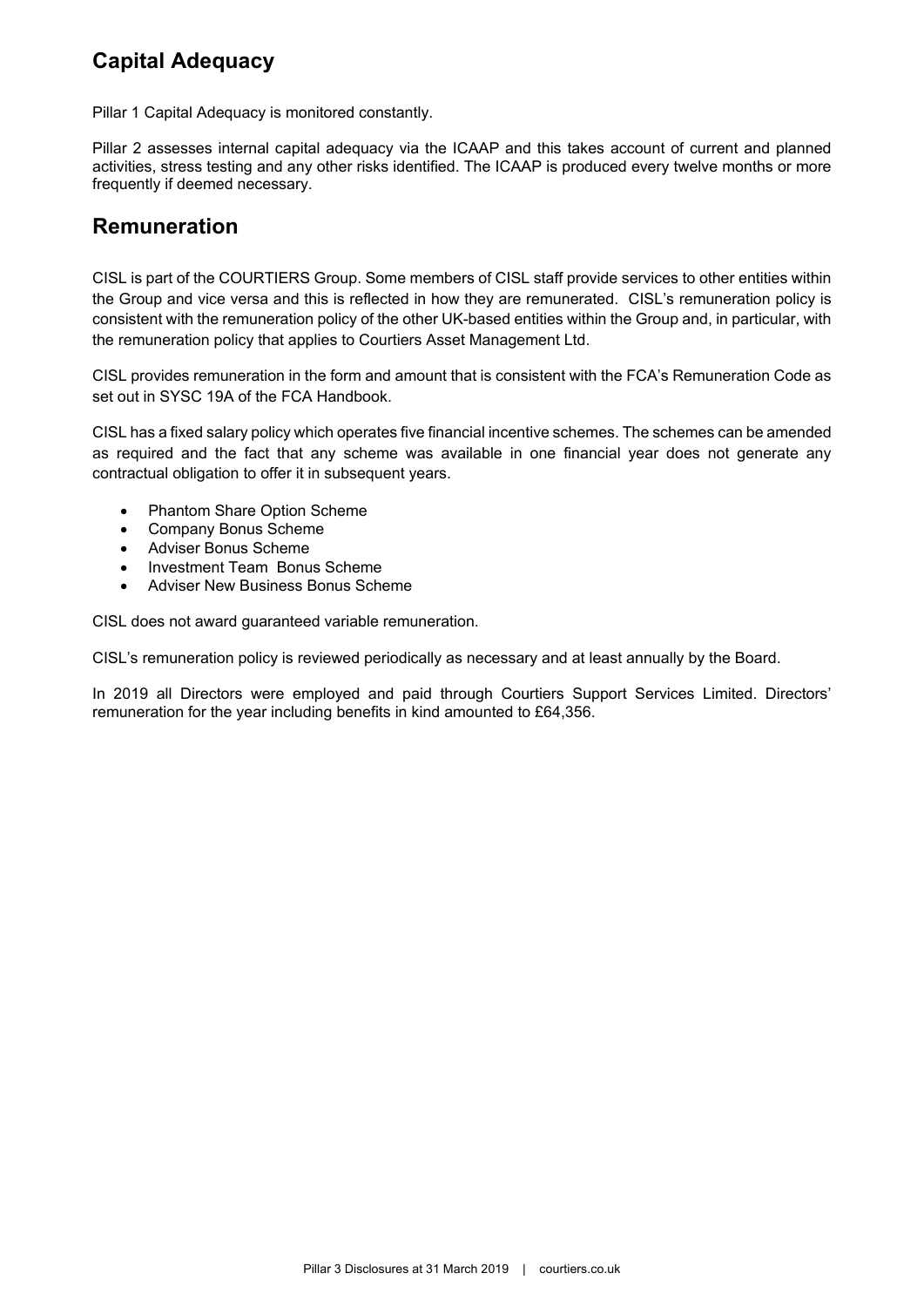## Capital Adequacy

Pillar 1 Capital Adequacy is monitored constantly.

Pillar 2 assesses internal capital adequacy via the ICAAP and this takes account of current and planned activities, stress testing and any other risks identified. The ICAAP is produced every twelve months or more frequently if deemed necessary.

## Remuneration

CISL is part of the COURTIERS Group. Some members of CISL staff provide services to other entities within the Group and vice versa and this is reflected in how they are remunerated. CISL's remuneration policy is consistent with the remuneration policy of the other UK-based entities within the Group and, in particular, with the remuneration policy that applies to Courtiers Asset Management Ltd.

CISL provides remuneration in the form and amount that is consistent with the FCA's Remuneration Code as set out in SYSC 19A of the FCA Handbook.

CISL has a fixed salary policy which operates five financial incentive schemes. The schemes can be amended as required and the fact that any scheme was available in one financial year does not generate any contractual obligation to offer it in subsequent years.

- Phantom Share Option Scheme
- Company Bonus Scheme
- Adviser Bonus Scheme
- Investment Team Bonus Scheme
- Adviser New Business Bonus Scheme

CISL does not award guaranteed variable remuneration.

CISL's remuneration policy is reviewed periodically as necessary and at least annually by the Board.

In 2019 all Directors were employed and paid through Courtiers Support Services Limited. Directors' remuneration for the year including benefits in kind amounted to £64,356.